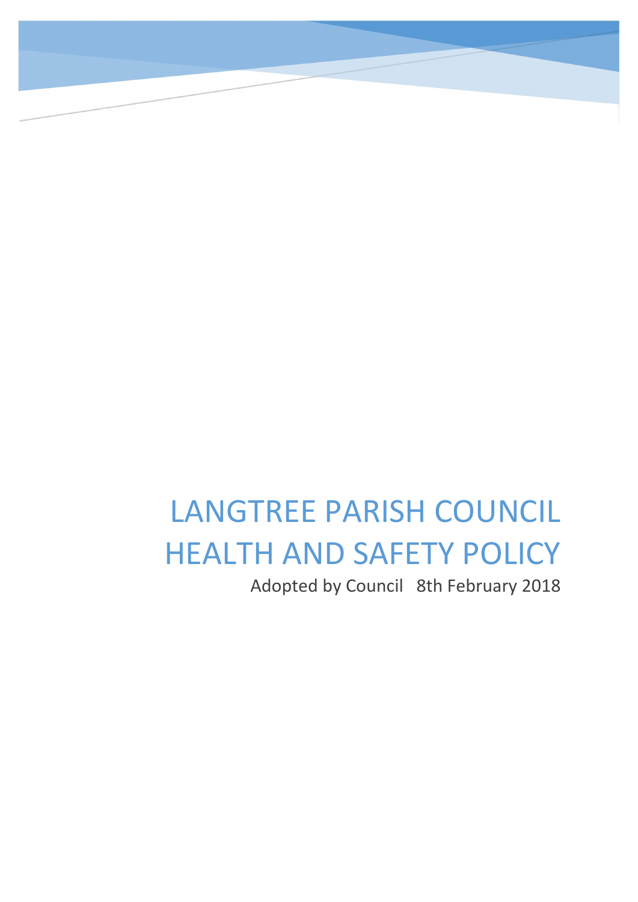# LANGTREE PARISH COUNCIL HEALTH AND SAFETY POLICY

Adopted by Council 8th February 2018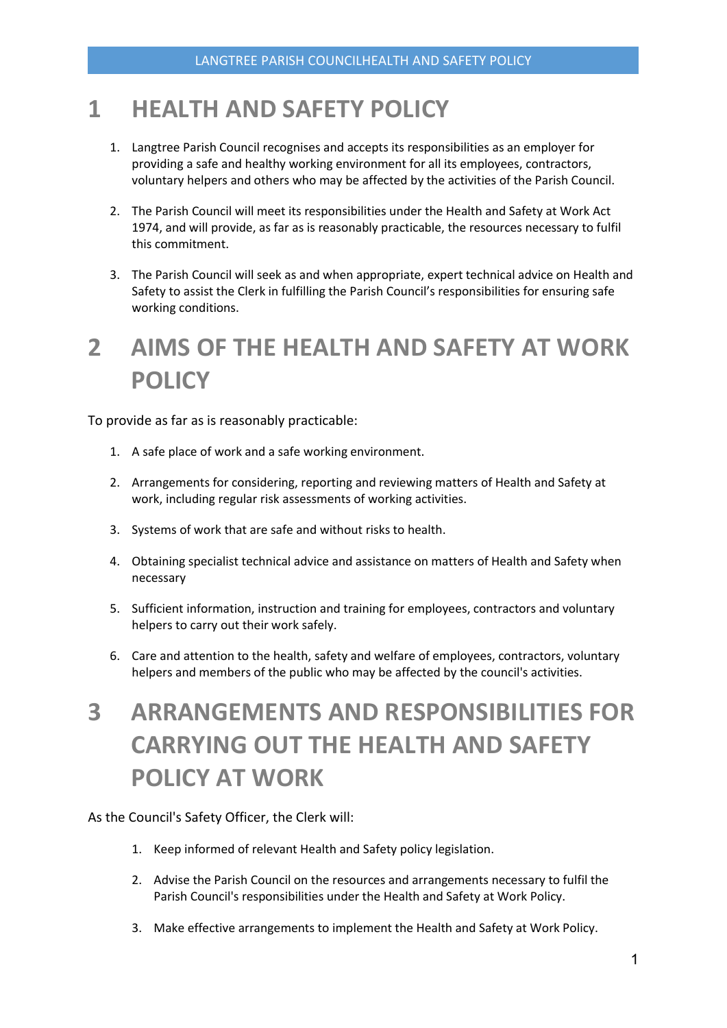# 1 HEALTH AND SAFETY POLICY

1. Langtree Parish Council recognises and accepts its responsibilities as an employer for providing a safe and healthy working environment for all its employees, contractors, voluntary helpers and others who may be affected by the activities of the Parish Council.

2. The Parish Council will meet its responsibilities under the Health and Safety at Work Act 1974, and will provide, as far as is reasonably practicable, the resources necessary to fulfil this commitment.

3. The Parish Council will seek as and when appropriate, expert technical advice on Health and Safety to assist the Clerk in fulfilling the Parish Council's responsibilities for ensuring safe working conditions.

# 2 AIMS OF THE HEALTH AND SAFETY AT WORK POLICY

To provide as far as is reasonably practicable:

1. A safe place of work and a safe working environment.

2. Arrangements for considering, reporting and reviewing matters of Health and Safety at work, including regular risk assessments of working activities.

3. Systems of work that are safe and without risks to health.

4. Obtaining specialist technical advice and assistance on matters of Health and Safety when necessary

5. Sufficient information, instruction and training for employees, contractors and voluntary helpers to carry out their work safely.

6. Care and attention to the health, safety and welfare of employees, contractors, voluntary helpers and members of the public who may be affected by the council's activities.

# 3 ARRANGEMENTS AND RESPONSIBILITIES FOR CARRYING OUT THE HEALTH AND SAFETY POLICY AT WORK

As the Council's Safety Officer, the Clerk will:

1. Keep informed of relevant Health and Safety policy legislation.

2. Advise the Parish Council on the resources and arrangements necessary to fulfil the Parish Council's responsibilities under the Health and Safety at Work Policy.

3. Make effective arrangements to implement the Health and Safety at Work Policy.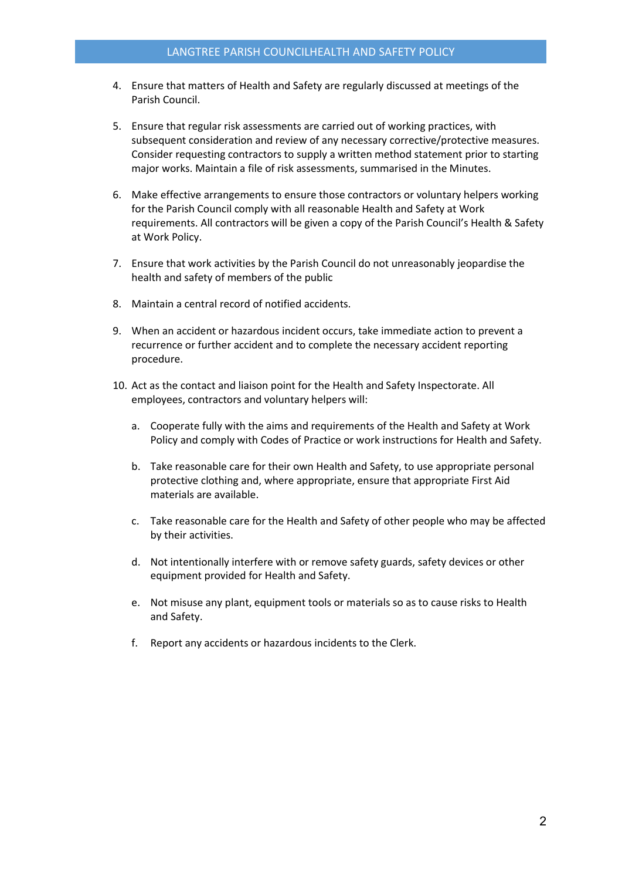4. Ensure that matters of Health and Safety are regularly discussed at meetings of the Parish Council.

5. Ensure that regular risk assessments are carried out of working practices, with subsequent consideration and review of any necessary corrective/protective measures. Consider requesting contractors to supply a written method statement prior to starting major works. Maintain a file of risk assessments, summarised in the Minutes.

6. Make effective arrangements to ensure those contractors or voluntary helpers working for the Parish Council comply with all reasonable Health and Safety at Work requirements. All contractors will be given a copy of the Parish Council's Health & Safety at Work Policy.

7. Ensure that work activities by the Parish Council do not unreasonably jeopardise the health and safety of members of the public

8. Maintain a central record of notified accidents.

9. When an accident or hazardous incident occurs, take immediate action to prevent a recurrence or further accident and to complete the necessary accident reporting procedure.

10. Act as the contact and liaison point for the Health and Safety Inspectorate. All employees, contractors and voluntary helpers will:

    a. Cooperate fully with the aims and requirements of the Health and Safety at Work Policy and comply with Codes of Practice or work instructions for Health and Safety.

    b. Take reasonable care for their own Health and Safety, to use appropriate personal protective clothing and, where appropriate, ensure that appropriate First Aid materials are available.

    c. Take reasonable care for the Health and Safety of other people who may be affected by their activities.

    d. Not intentionally interfere with or remove safety guards, safety devices or other equipment provided for Health and Safety.

    e. Not misuse any plant, equipment tools or materials so as to cause risks to Health and Safety.

    f. Report any accidents or hazardous incidents to the Clerk.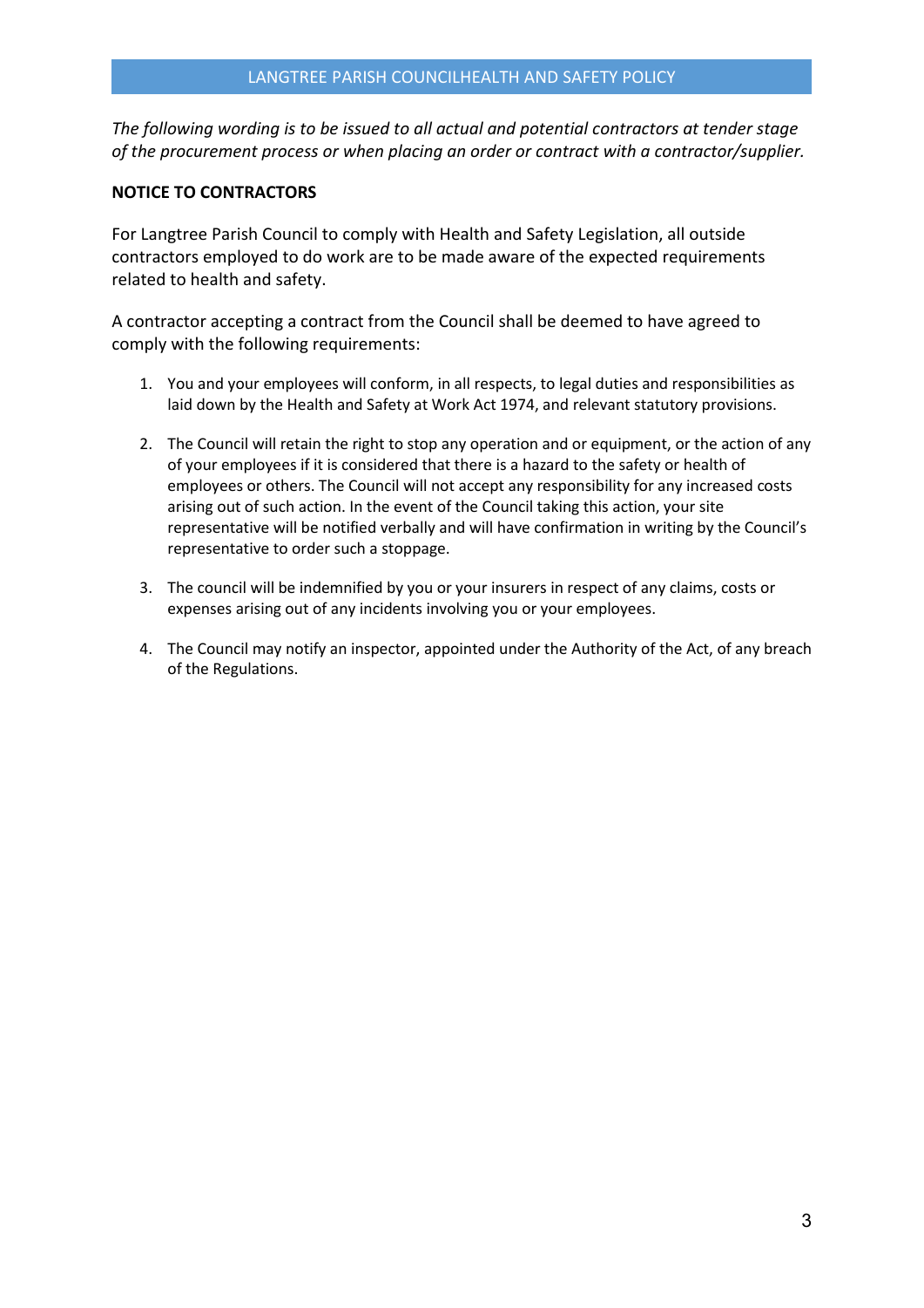*The following wording is to be issued to all actual and potential contractors at tender stage of the procurement process or when placing an order or contract with a contractor/supplier.*

**NOTICE TO CONTRACTORS**

For Langtree Parish Council to comply with Health and Safety Legislation, all outside contractors employed to do work are to be made aware of the expected requirements related to health and safety.

A contractor accepting a contract from the Council shall be deemed to have agreed to comply with the following requirements:

1. You and your employees will conform, in all respects, to legal duties and responsibilities as laid down by the Health and Safety at Work Act 1974, and relevant statutory provisions.

2. The Council will retain the right to stop any operation and or equipment, or the action of any of your employees if it is considered that there is a hazard to the safety or health of employees or others. The Council will not accept any responsibility for any increased costs arising out of such action. In the event of the Council taking this action, your site representative will be notified verbally and will have confirmation in writing by the Council's representative to order such a stoppage.

3. The council will be indemnified by you or your insurers in respect of any claims, costs or expenses arising out of any incidents involving you or your employees.

4. The Council may notify an inspector, appointed under the Authority of the Act, of any breach of the Regulations.